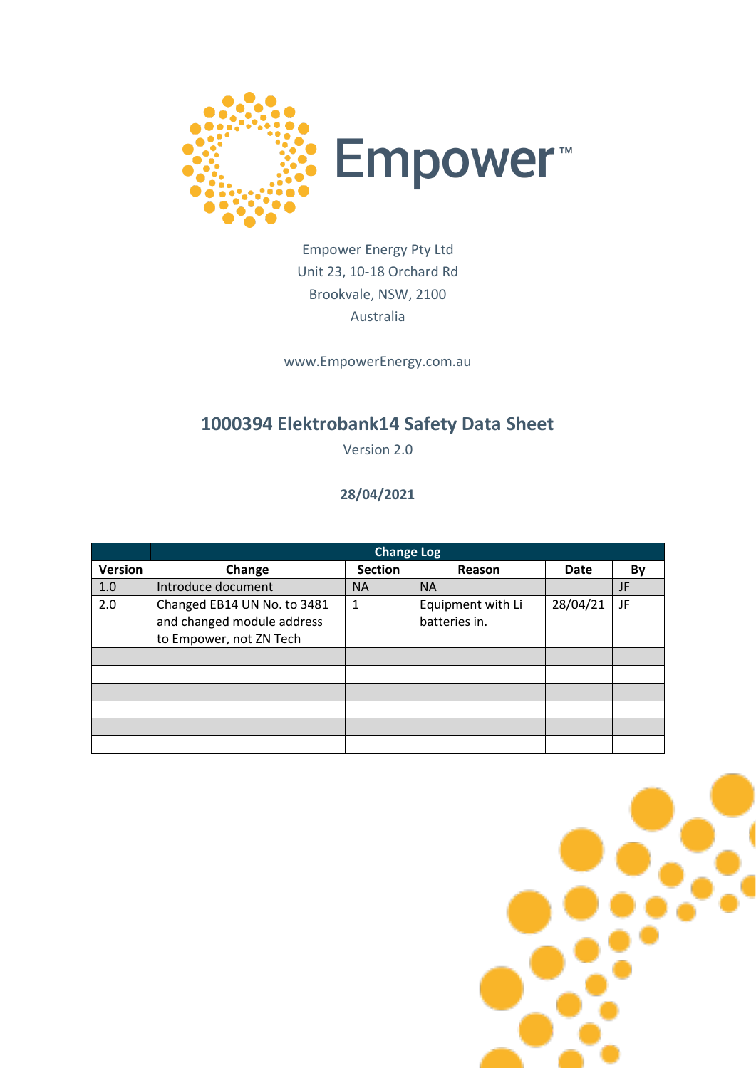Empower™

Empower Energy Pty Ltd
Unit 23, 10-18 Orchard Rd
Brookvale, NSW, 2100
Australia

www.EmpowerEnergy.com.au

# 1000394 Elektrobank14 Safety Data Sheet

Version 2.0

**28/04/2021**

| | Change Log | | | | |
|---|---|---|---|---|---|
| **Version** | **Change** | **Section** | **Reason** | **Date** | **By** |
| 1.0 | Introduce document | NA | NA | | JF |
| 2.0 | Changed EB14 UN No. to 3481 and changed module address to Empower, not ZN Tech | 1 | Equipment with Li batteries in. | 28/04/21 | JF |
| | | | | | |
| | | | | | |
| | | | | | |
| | | | | | |
| | | | | | |
| | | | | | |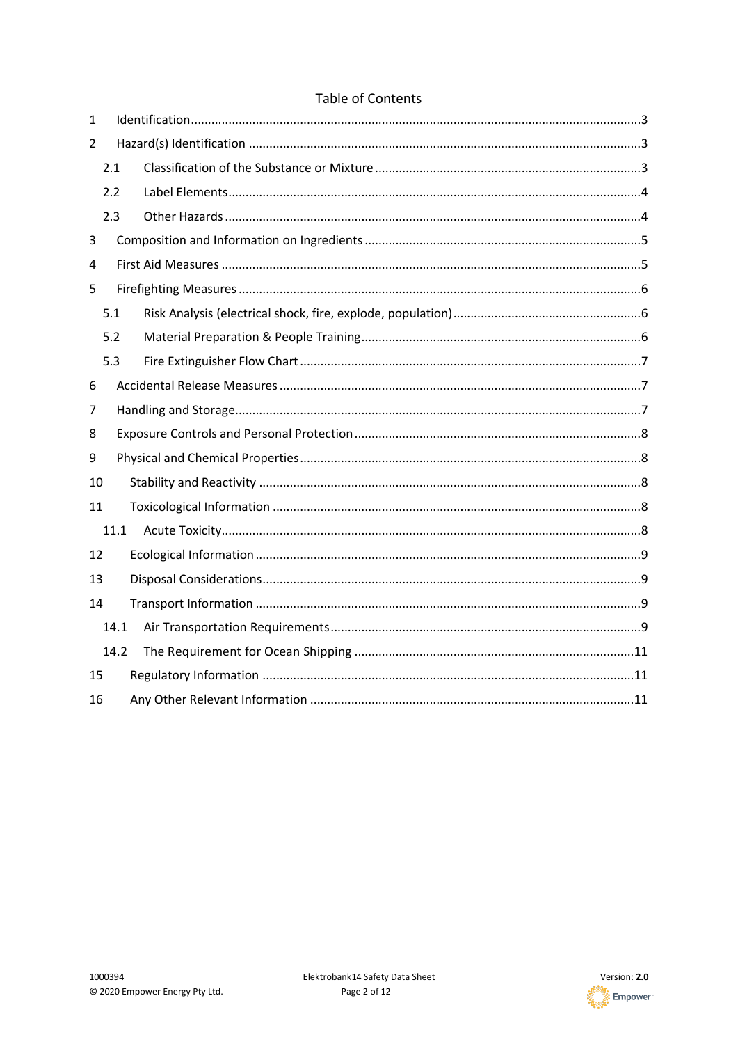## Table of Contents

1 Identification ....................................................................................................................3

2 Hazard(s) Identification ...................................................................................................3

 2.1 Classification of the Substance or Mixture ..............................................................3

 2.2 Label Elements..........................................................................................................4

 2.3 Other Hazards ..........................................................................................................4

3 Composition and Information on Ingredients .................................................................5

4 First Aid Measures ...........................................................................................................5

5 Firefighting Measures ......................................................................................................6

 5.1 Risk Analysis (electrical shock, fire, explode, population) .......................................6

 5.2 Material Preparation & People Training..................................................................6

 5.3 Fire Extinguisher Flow Chart ...................................................................................7

6 Accidental Release Measures ..........................................................................................7

7 Handling and Storage.......................................................................................................7

8 Exposure Controls and Personal Protection ...................................................................8

9 Physical and Chemical Properties ...................................................................................8

10 Stability and Reactivity ..................................................................................................8

11 Toxicological Information ..............................................................................................8

 11.1 Acute Toxicity..........................................................................................................8

12 Ecological Information ...................................................................................................9

13 Disposal Considerations.................................................................................................9

14 Transport Information ...................................................................................................9

 14.1 Air Transportation Requirements..........................................................................9

 14.2 The Requirement for Ocean Shipping .................................................................11

15 Regulatory Information ...............................................................................................11

16 Any Other Relevant Information .................................................................................11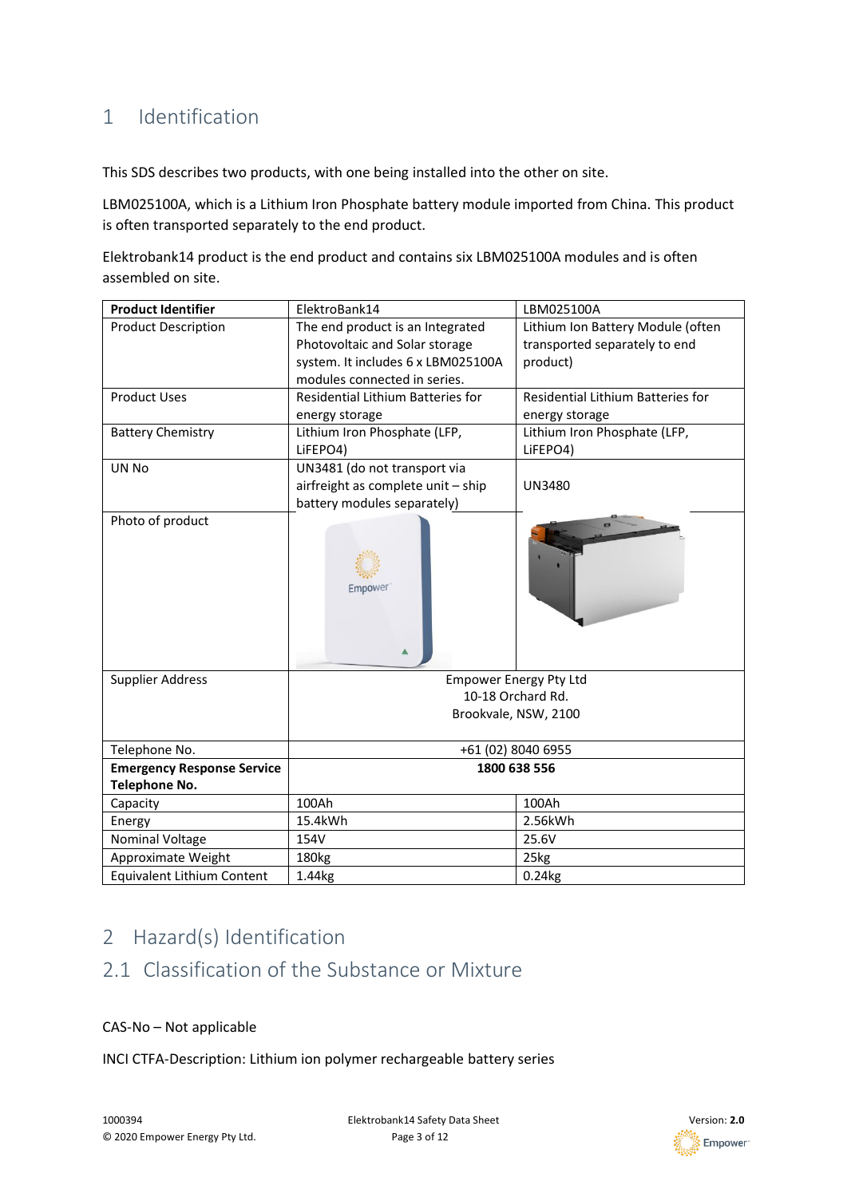# 1 Identification

This SDS describes two products, with one being installed into the other on site.

LBM025100A, which is a Lithium Iron Phosphate battery module imported from China. This product is often transported separately to the end product.

Elektrobank14 product is the end product and contains six LBM025100A modules and is often assembled on site.

| **Product Identifier** | ElektroBank14 | LBM025100A |
|---|---|---|
| Product Description | The end product is an Integrated Photovoltaic and Solar storage system. It includes 6 x LBM025100A modules connected in series. | Lithium Ion Battery Module (often transported separately to end product) |
| Product Uses | Residential Lithium Batteries for energy storage | Residential Lithium Batteries for energy storage |
| Battery Chemistry | Lithium Iron Phosphate (LFP, LiFEPO4) | Lithium Iron Phosphate (LFP, LiFEPO4) |
| UN No | UN3481 (do not transport via airfreight as complete unit – ship battery modules separately) | UN3480 |
| Photo of product | | |
| Supplier Address | Empower Energy Pty Ltd<br>10-18 Orchard Rd.<br>Brookvale, NSW, 2100 | |
| Telephone No. | +61 (02) 8040 6955 | |
| **Emergency Response Service Telephone No.** | **1800 638 556** | |
| Capacity | 100Ah | 100Ah |
| Energy | 15.4kWh | 2.56kWh |
| Nominal Voltage | 154V | 25.6V |
| Approximate Weight | 180kg | 25kg |
| Equivalent Lithium Content | 1.44kg | 0.24kg |

# 2 Hazard(s) Identification

## 2.1 Classification of the Substance or Mixture

CAS-No – Not applicable

INCI CTFA-Description: Lithium ion polymer rechargeable battery series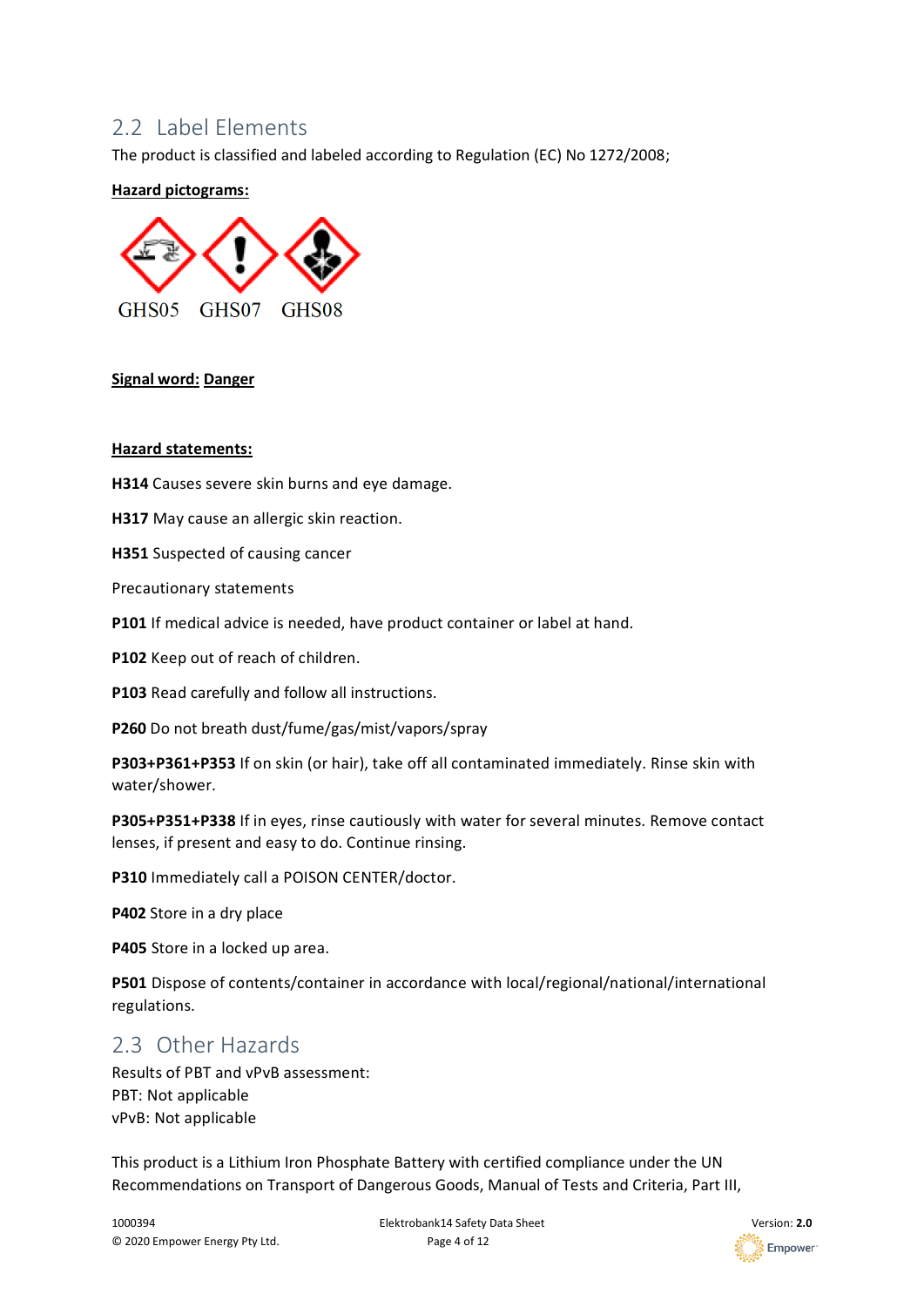## 2.2 Label Elements

The product is classified and labeled according to Regulation (EC) No 1272/2008;

**Hazard pictograms:**

GHS05 GHS07 GHS08

**Signal word: Danger**

**Hazard statements:**

**H314** Causes severe skin burns and eye damage.

**H317** May cause an allergic skin reaction.

**H351** Suspected of causing cancer

Precautionary statements

**P101** If medical advice is needed, have product container or label at hand.

**P102** Keep out of reach of children.

**P103** Read carefully and follow all instructions.

**P260** Do not breath dust/fume/gas/mist/vapors/spray

**P303+P361+P353** If on skin (or hair), take off all contaminated immediately. Rinse skin with water/shower.

**P305+P351+P338** If in eyes, rinse cautiously with water for several minutes. Remove contact lenses, if present and easy to do. Continue rinsing.

**P310** Immediately call a POISON CENTER/doctor.

**P402** Store in a dry place

**P405** Store in a locked up area.

**P501** Dispose of contents/container in accordance with local/regional/national/international regulations.

## 2.3 Other Hazards

Results of PBT and vPvB assessment:
PBT: Not applicable
vPvB: Not applicable

This product is a Lithium Iron Phosphate Battery with certified compliance under the UN Recommendations on Transport of Dangerous Goods, Manual of Tests and Criteria, Part III,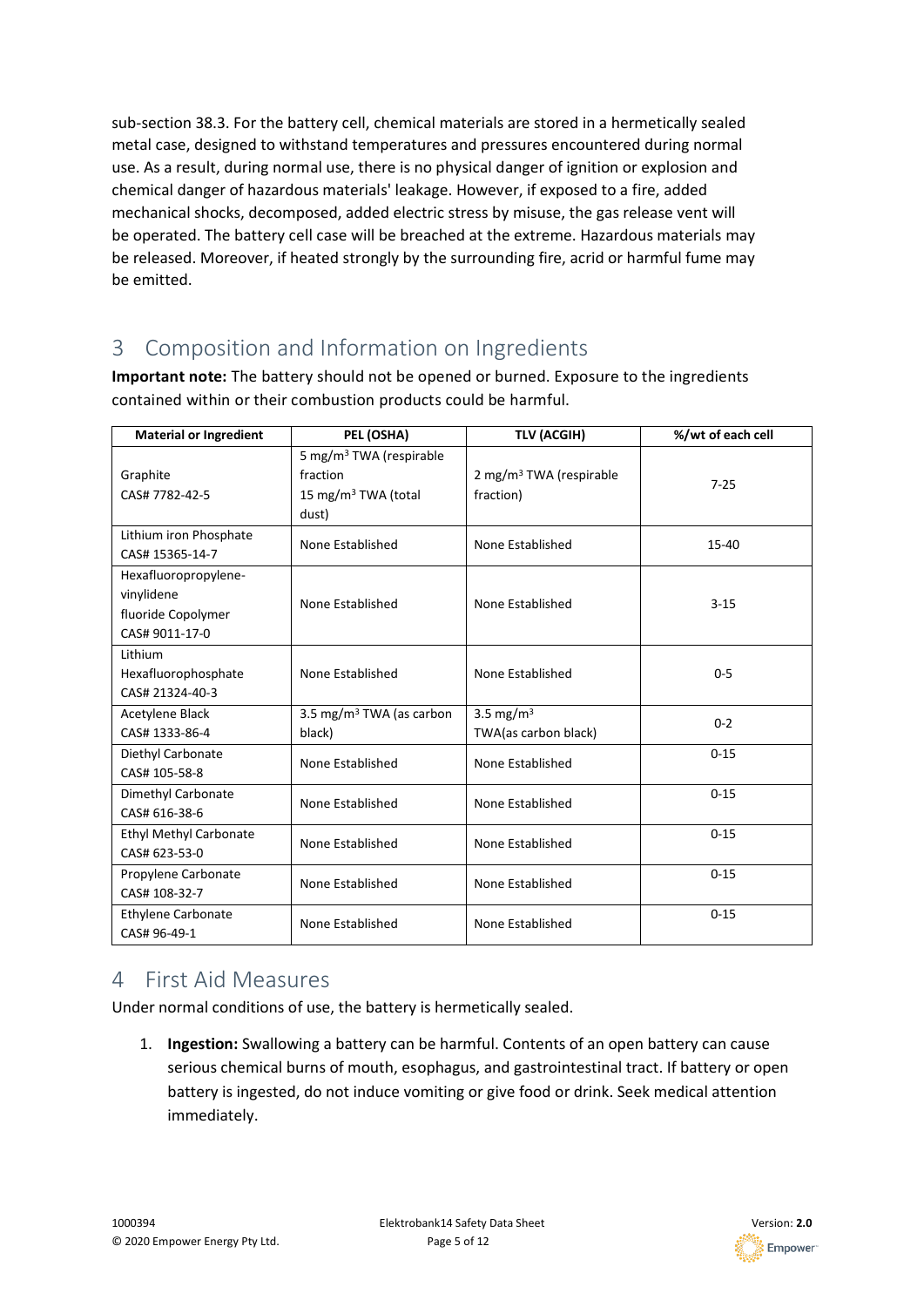sub-section 38.3. For the battery cell, chemical materials are stored in a hermetically sealed metal case, designed to withstand temperatures and pressures encountered during normal use. As a result, during normal use, there is no physical danger of ignition or explosion and chemical danger of hazardous materials' leakage. However, if exposed to a fire, added mechanical shocks, decomposed, added electric stress by misuse, the gas release vent will be operated. The battery cell case will be breached at the extreme. Hazardous materials may be released. Moreover, if heated strongly by the surrounding fire, acrid or harmful fume may be emitted.

## 3 Composition and Information on Ingredients

**Important note:** The battery should not be opened or burned. Exposure to the ingredients contained within or their combustion products could be harmful.

| Material or Ingredient | PEL (OSHA) | TLV (ACGIH) | %/wt of each cell |
|---|---|---|---|
| Graphite<br>CAS# 7782-42-5 | 5 mg/m³ TWA (respirable fraction<br>15 mg/m³ TWA (total dust) | 2 mg/m³ TWA (respirable fraction) | 7-25 |
| Lithium iron Phosphate<br>CAS# 15365-14-7 | None Established | None Established | 15-40 |
| Hexafluoropropylene-vinylidene fluoride Copolymer<br>CAS# 9011-17-0 | None Established | None Established | 3-15 |
| Lithium Hexafluorophosphate<br>CAS# 21324-40-3 | None Established | None Established | 0-5 |
| Acetylene Black<br>CAS# 1333-86-4 | 3.5 mg/m³ TWA (as carbon black) | 3.5 mg/m³ TWA(as carbon black) | 0-2 |
| Diethyl Carbonate<br>CAS# 105-58-8 | None Established | None Established | 0-15 |
| Dimethyl Carbonate<br>CAS# 616-38-6 | None Established | None Established | 0-15 |
| Ethyl Methyl Carbonate<br>CAS# 623-53-0 | None Established | None Established | 0-15 |
| Propylene Carbonate<br>CAS# 108-32-7 | None Established | None Established | 0-15 |
| Ethylene Carbonate<br>CAS# 96-49-1 | None Established | None Established | 0-15 |

## 4 First Aid Measures

Under normal conditions of use, the battery is hermetically sealed.

1. **Ingestion:** Swallowing a battery can be harmful. Contents of an open battery can cause serious chemical burns of mouth, esophagus, and gastrointestinal tract. If battery or open battery is ingested, do not induce vomiting or give food or drink. Seek medical attention immediately.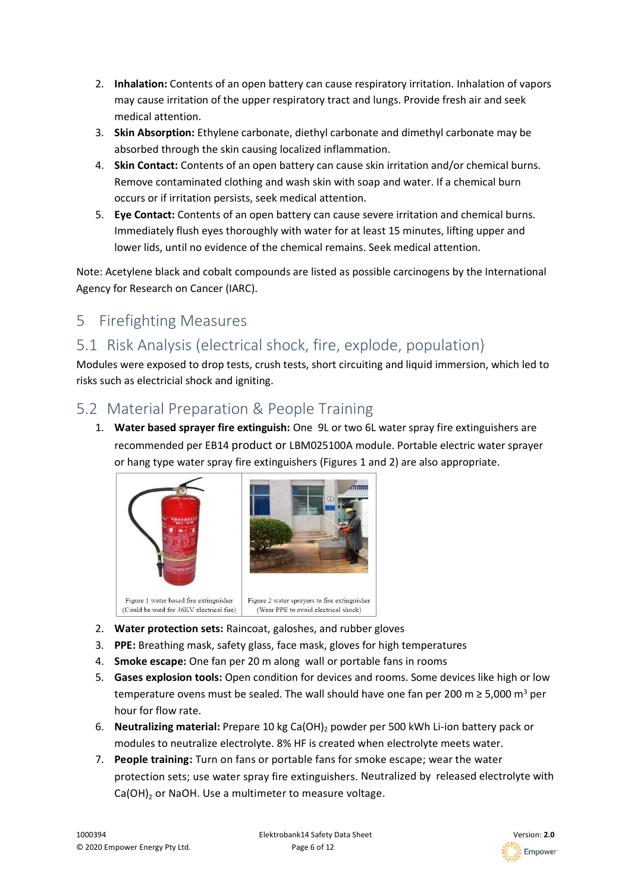2. **Inhalation:** Contents of an open battery can cause respiratory irritation. Inhalation of vapors may cause irritation of the upper respiratory tract and lungs. Provide fresh air and seek medical attention.
3. **Skin Absorption:** Ethylene carbonate, diethyl carbonate and dimethyl carbonate may be absorbed through the skin causing localized inflammation.
4. **Skin Contact:** Contents of an open battery can cause skin irritation and/or chemical burns. Remove contaminated clothing and wash skin with soap and water. If a chemical burn occurs or if irritation persists, seek medical attention.
5. **Eye Contact:** Contents of an open battery can cause severe irritation and chemical burns. Immediately flush eyes thoroughly with water for at least 15 minutes, lifting upper and lower lids, until no evidence of the chemical remains. Seek medical attention.

Note: Acetylene black and cobalt compounds are listed as possible carcinogens by the International Agency for Research on Cancer (IARC).

# 5 Firefighting Measures

## 5.1 Risk Analysis (electrical shock, fire, explode, population)

Modules were exposed to drop tests, crush tests, short circuiting and liquid immersion, which led to risks such as electricial shock and igniting.

## 5.2 Material Preparation & People Training

1. **Water based sprayer fire extinguish:** One 9L or two 6L water spray fire extinguishers are recommended per EB14 product or LBM025100A module. Portable electric water sprayer or hang type water spray fire extinguishers (Figures 1 and 2) are also appropriate.

Figure 1 water based fire extinguisher (Could be used for 36KV electrical fire)

Figure 2 water sprayers to fire extinguisher (Wear PPE to avoid electrical shock)

2. **Water protection sets:** Raincoat, galoshes, and rubber gloves
3. **PPE:** Breathing mask, safety glass, face mask, gloves for high temperatures
4. **Smoke escape:** One fan per 20 m along wall or portable fans in rooms
5. **Gases explosion tools:** Open condition for devices and rooms. Some devices like high or low temperature ovens must be sealed. The wall should have one fan per 200 m ≥ 5,000 $m^3$ per hour for flow rate.
6. **Neutralizing material:** Prepare 10 kg $Ca(OH)_2$ powder per 500 kWh Li-ion battery pack or modules to neutralize electrolyte. 8% HF is created when electrolyte meets water.
7. **People training:** Turn on fans or portable fans for smoke escape; wear the water protection sets; use water spray fire extinguishers. Neutralized by released electrolyte with $Ca(OH)_2$ or NaOH. Use a multimeter to measure voltage.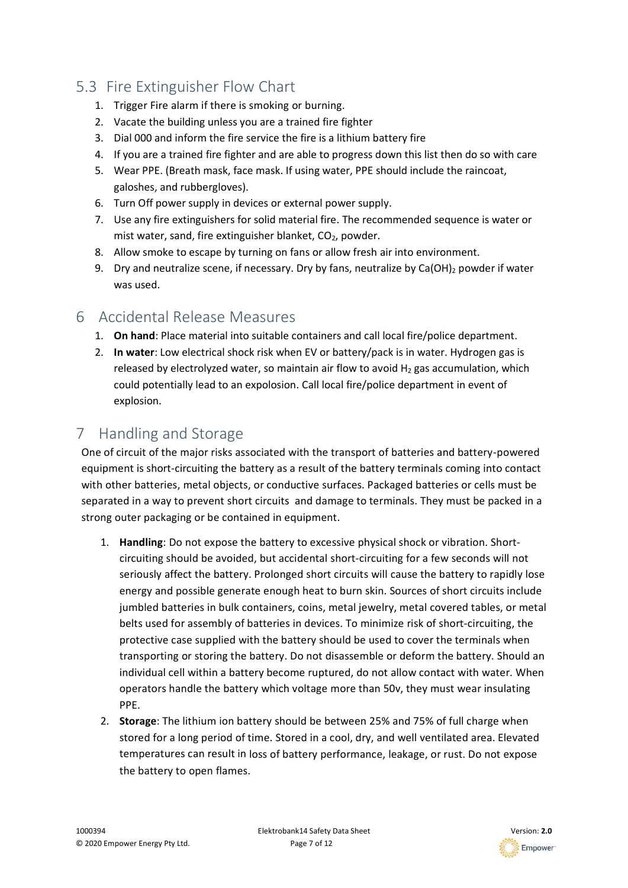## 5.3 Fire Extinguisher Flow Chart

1. Trigger Fire alarm if there is smoking or burning.
2. Vacate the building unless you are a trained fire fighter
3. Dial 000 and inform the fire service the fire is a lithium battery fire
4. If you are a trained fire fighter and are able to progress down this list then do so with care
5. Wear PPE. (Breath mask, face mask. If using water, PPE should include the raincoat, galoshes, and rubbergloves).
6. Turn Off power supply in devices or external power supply.
7. Use any fire extinguishers for solid material fire. The recommended sequence is water or mist water, sand, fire extinguisher blanket, $CO_2$, powder.
8. Allow smoke to escape by turning on fans or allow fresh air into environment.
9. Dry and neutralize scene, if necessary. Dry by fans, neutralize by $Ca(OH)_2$ powder if water was used.

# 6 Accidental Release Measures

1. **On hand**: Place material into suitable containers and call local fire/police department.
2. **In water**: Low electrical shock risk when EV or battery/pack is in water. Hydrogen gas is released by electrolyzed water, so maintain air flow to avoid $H_2$ gas accumulation, which could potentially lead to an expolosion. Call local fire/police department in event of explosion.

# 7 Handling and Storage

One of circuit of the major risks associated with the transport of batteries and battery-powered equipment is short-circuiting the battery as a result of the battery terminals coming into contact with other batteries, metal objects, or conductive surfaces. Packaged batteries or cells must be separated in a way to prevent short circuits and damage to terminals. They must be packed in a strong outer packaging or be contained in equipment.

1. **Handling**: Do not expose the battery to excessive physical shock or vibration. Short-circuiting should be avoided, but accidental short-circuiting for a few seconds will not seriously affect the battery. Prolonged short circuits will cause the battery to rapidly lose energy and possible generate enough heat to burn skin. Sources of short circuits include jumbled batteries in bulk containers, coins, metal jewelry, metal covered tables, or metal belts used for assembly of batteries in devices. To minimize risk of short-circuiting, the protective case supplied with the battery should be used to cover the terminals when transporting or storing the battery. Do not disassemble or deform the battery. Should an individual cell within a battery become ruptured, do not allow contact with water. When operators handle the battery which voltage more than 50v, they must wear insulating PPE.
2. **Storage**: The lithium ion battery should be between 25% and 75% of full charge when stored for a long period of time. Stored in a cool, dry, and well ventilated area. Elevated temperatures can result in loss of battery performance, leakage, or rust. Do not expose the battery to open flames.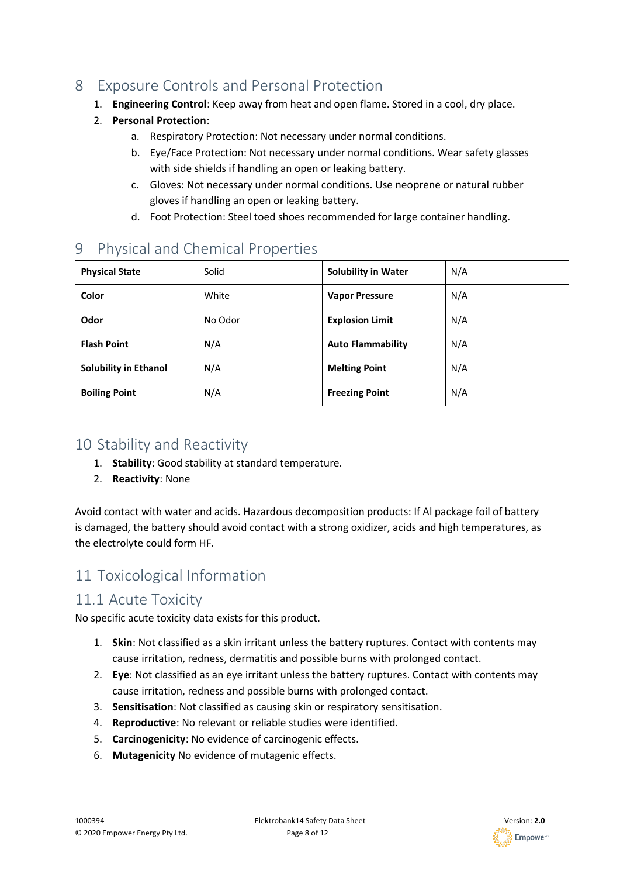# 8 Exposure Controls and Personal Protection

1. **Engineering Control**: Keep away from heat and open flame. Stored in a cool, dry place.
2. **Personal Protection**:
    a. Respiratory Protection: Not necessary under normal conditions.
    b. Eye/Face Protection: Not necessary under normal conditions. Wear safety glasses with side shields if handling an open or leaking battery.
    c. Gloves: Not necessary under normal conditions. Use neoprene or natural rubber gloves if handling an open or leaking battery.
    d. Foot Protection: Steel toed shoes recommended for large container handling.

# 9 Physical and Chemical Properties

| **Physical State** | Solid | **Solubility in Water** | N/A |
|---|---|---|---|
| **Color** | White | **Vapor Pressure** | N/A |
| **Odor** | No Odor | **Explosion Limit** | N/A |
| **Flash Point** | N/A | **Auto Flammability** | N/A |
| **Solubility in Ethanol** | N/A | **Melting Point** | N/A |
| **Boiling Point** | N/A | **Freezing Point** | N/A |

# 10 Stability and Reactivity

1. **Stability**: Good stability at standard temperature.
2. **Reactivity**: None

Avoid contact with water and acids. Hazardous decomposition products: If Al package foil of battery is damaged, the battery should avoid contact with a strong oxidizer, acids and high temperatures, as the electrolyte could form HF.

# 11 Toxicological Information

## 11.1 Acute Toxicity

No specific acute toxicity data exists for this product.

1. **Skin**: Not classified as a skin irritant unless the battery ruptures. Contact with contents may cause irritation, redness, dermatitis and possible burns with prolonged contact.
2. **Eye**: Not classified as an eye irritant unless the battery ruptures. Contact with contents may cause irritation, redness and possible burns with prolonged contact.
3. **Sensitisation**: Not classified as causing skin or respiratory sensitisation.
4. **Reproductive**: No relevant or reliable studies were identified.
5. **Carcinogenicity**: No evidence of carcinogenic effects.
6. **Mutagenicity** No evidence of mutagenic effects.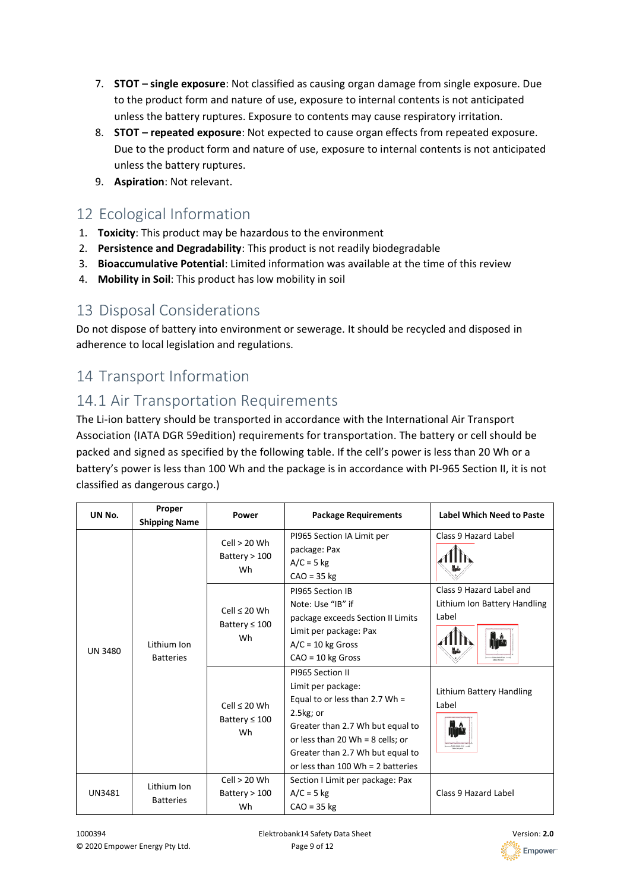7. **STOT – single exposure**: Not classified as causing organ damage from single exposure. Due to the product form and nature of use, exposure to internal contents is not anticipated unless the battery ruptures. Exposure to contents may cause respiratory irritation.
8. **STOT – repeated exposure**: Not expected to cause organ effects from repeated exposure. Due to the product form and nature of use, exposure to internal contents is not anticipated unless the battery ruptures.
9. **Aspiration**: Not relevant.

## 12 Ecological Information

1. **Toxicity**: This product may be hazardous to the environment
2. **Persistence and Degradability**: This product is not readily biodegradable
3. **Bioaccumulative Potential**: Limited information was available at the time of this review
4. **Mobility in Soil**: This product has low mobility in soil

## 13 Disposal Considerations

Do not dispose of battery into environment or sewerage. It should be recycled and disposed in adherence to local legislation and regulations.

## 14 Transport Information

## 14.1 Air Transportation Requirements

The Li-ion battery should be transported in accordance with the International Air Transport Association (IATA DGR 59edition) requirements for transportation. The battery or cell should be packed and signed as specified by the following table. If the cell's power is less than 20 Wh or a battery's power is less than 100 Wh and the package is in accordance with PI-965 Section II, it is not classified as dangerous cargo.)

| UN No. | Proper Shipping Name | Power | Package Requirements | Label Which Need to Paste |
|---|---|---|---|---|
| UN 3480 | Lithium Ion Batteries | Cell > 20 Wh<br>Battery > 100 Wh | PI965 Section IA Limit per package: Pax<br>A/C = 5 kg<br>CAO = 35 kg | Class 9 Hazard Label |
| | | Cell ≤ 20 Wh<br>Battery ≤ 100 Wh | PI965 Section IB<br>Note: Use "IB" if package exceeds Section II Limits<br>Limit per package: Pax<br>A/C = 10 kg Gross<br>CAO = 10 kg Gross | Class 9 Hazard Label and Lithium Ion Battery Handling Label |
| | | Cell ≤ 20 Wh<br>Battery ≤ 100 Wh | PI965 Section II<br>Limit per package:<br>Equal to or less than 2.7 Wh = 2.5kg; or<br>Greater than 2.7 Wh but equal to or less than 20 Wh = 8 cells; or<br>Greater than 2.7 Wh but equal to or less than 100 Wh = 2 batteries | Lithium Battery Handling Label |
| UN3481 | Lithium Ion Batteries | Cell > 20 Wh<br>Battery > 100 Wh | Section I Limit per package: Pax<br>A/C = 5 kg<br>CAO = 35 kg | Class 9 Hazard Label |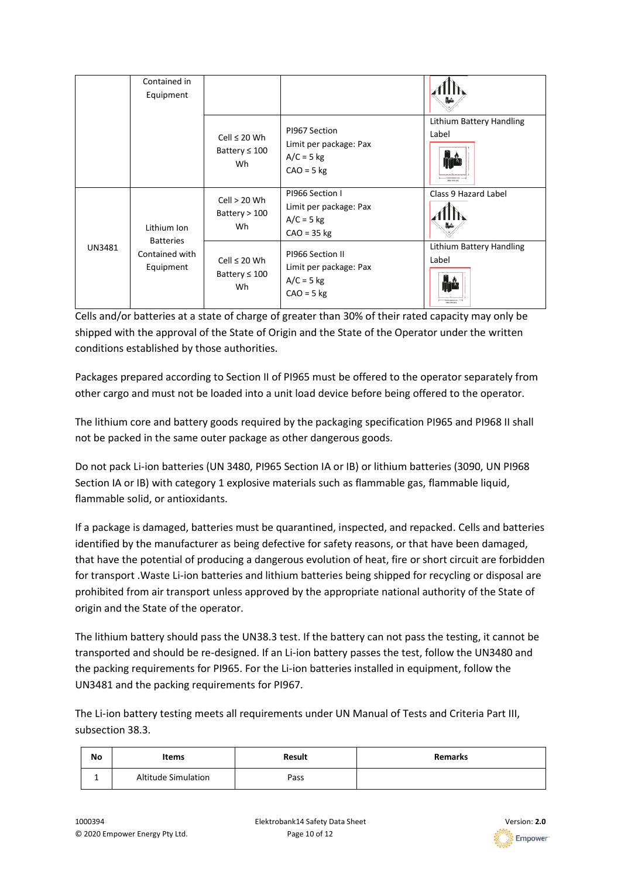| | | | | |
|---|---|---|---|---|
| | Contained in Equipment | | | |
| | | Cell ≤ 20 Wh<br>Battery ≤ 100 Wh | PI967 Section<br>Limit per package: Pax<br>A/C = 5 kg<br>CAO = 5 kg | Lithium Battery Handling Label |
| UN3481 | Lithium Ion Batteries Contained with Equipment | Cell > 20 Wh<br>Battery > 100 Wh | PI966 Section I<br>Limit per package: Pax<br>A/C = 5 kg<br>CAO = 35 kg | Class 9 Hazard Label |
| | | Cell ≤ 20 Wh<br>Battery ≤ 100 Wh | PI966 Section II<br>Limit per package: Pax<br>A/C = 5 kg<br>CAO = 5 kg | Lithium Battery Handling Label |

Cells and/or batteries at a state of charge of greater than 30% of their rated capacity may only be shipped with the approval of the State of Origin and the State of the Operator under the written conditions established by those authorities.

Packages prepared according to Section II of PI965 must be offered to the operator separately from other cargo and must not be loaded into a unit load device before being offered to the operator.

The lithium core and battery goods required by the packaging specification PI965 and PI968 II shall not be packed in the same outer package as other dangerous goods.

Do not pack Li-ion batteries (UN 3480, PI965 Section IA or IB) or lithium batteries (3090, UN PI968 Section IA or IB) with category 1 explosive materials such as flammable gas, flammable liquid, flammable solid, or antioxidants.

If a package is damaged, batteries must be quarantined, inspected, and repacked. Cells and batteries identified by the manufacturer as being defective for safety reasons, or that have been damaged, that have the potential of producing a dangerous evolution of heat, fire or short circuit are forbidden for transport .Waste Li-ion batteries and lithium batteries being shipped for recycling or disposal are prohibited from air transport unless approved by the appropriate national authority of the State of origin and the State of the operator.

The lithium battery should pass the UN38.3 test. If the battery can not pass the testing, it cannot be transported and should be re-designed. If an Li-ion battery passes the test, follow the UN3480 and the packing requirements for PI965. For the Li-ion batteries installed in equipment, follow the UN3481 and the packing requirements for PI967.

The Li-ion battery testing meets all requirements under UN Manual of Tests and Criteria Part III, subsection 38.3.

| No | Items | Result | Remarks |
|---|---|---|---|
| 1 | Altitude Simulation | Pass | |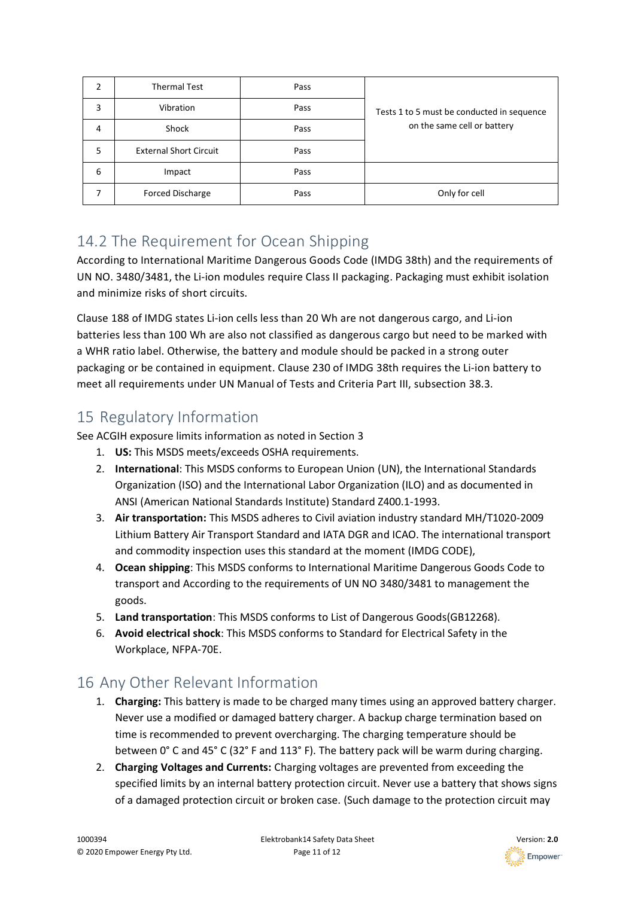| 2 | Thermal Test | Pass | Tests 1 to 5 must be conducted in sequence on the same cell or battery |
|---|---|---|---|
| 3 | Vibration | Pass | |
| 4 | Shock | Pass | |
| 5 | External Short Circuit | Pass | |
| 6 | Impact | Pass | |
| 7 | Forced Discharge | Pass | Only for cell |

## 14.2 The Requirement for Ocean Shipping

According to International Maritime Dangerous Goods Code (IMDG 38th) and the requirements of UN NO. 3480/3481, the Li-ion modules require Class II packaging. Packaging must exhibit isolation and minimize risks of short circuits.

Clause 188 of IMDG states Li-ion cells less than 20 Wh are not dangerous cargo, and Li-ion batteries less than 100 Wh are also not classified as dangerous cargo but need to be marked with a WHR ratio label. Otherwise, the battery and module should be packed in a strong outer packaging or be contained in equipment. Clause 230 of IMDG 38th requires the Li-ion battery to meet all requirements under UN Manual of Tests and Criteria Part III, subsection 38.3.

# 15 Regulatory Information

See ACGIH exposure limits information as noted in Section 3

1. **US:** This MSDS meets/exceeds OSHA requirements.
2. **International**: This MSDS conforms to European Union (UN), the International Standards Organization (ISO) and the International Labor Organization (ILO) and as documented in ANSI (American National Standards Institute) Standard Z400.1-1993.
3. **Air transportation:** This MSDS adheres to Civil aviation industry standard MH/T1020-2009 Lithium Battery Air Transport Standard and IATA DGR and ICAO. The international transport and commodity inspection uses this standard at the moment (IMDG CODE),
4. **Ocean shipping**: This MSDS conforms to International Maritime Dangerous Goods Code to transport and According to the requirements of UN NO 3480/3481 to management the goods.
5. **Land transportation**: This MSDS conforms to List of Dangerous Goods(GB12268).
6. **Avoid electrical shock**: This MSDS conforms to Standard for Electrical Safety in the Workplace, NFPA-70E.

# 16 Any Other Relevant Information

1. **Charging:** This battery is made to be charged many times using an approved battery charger. Never use a modified or damaged battery charger. A backup charge termination based on time is recommended to prevent overcharging. The charging temperature should be between 0° C and 45° C (32° F and 113° F). The battery pack will be warm during charging.
2. **Charging Voltages and Currents:** Charging voltages are prevented from exceeding the specified limits by an internal battery protection circuit. Never use a battery that shows signs of a damaged protection circuit or broken case. (Such damage to the protection circuit may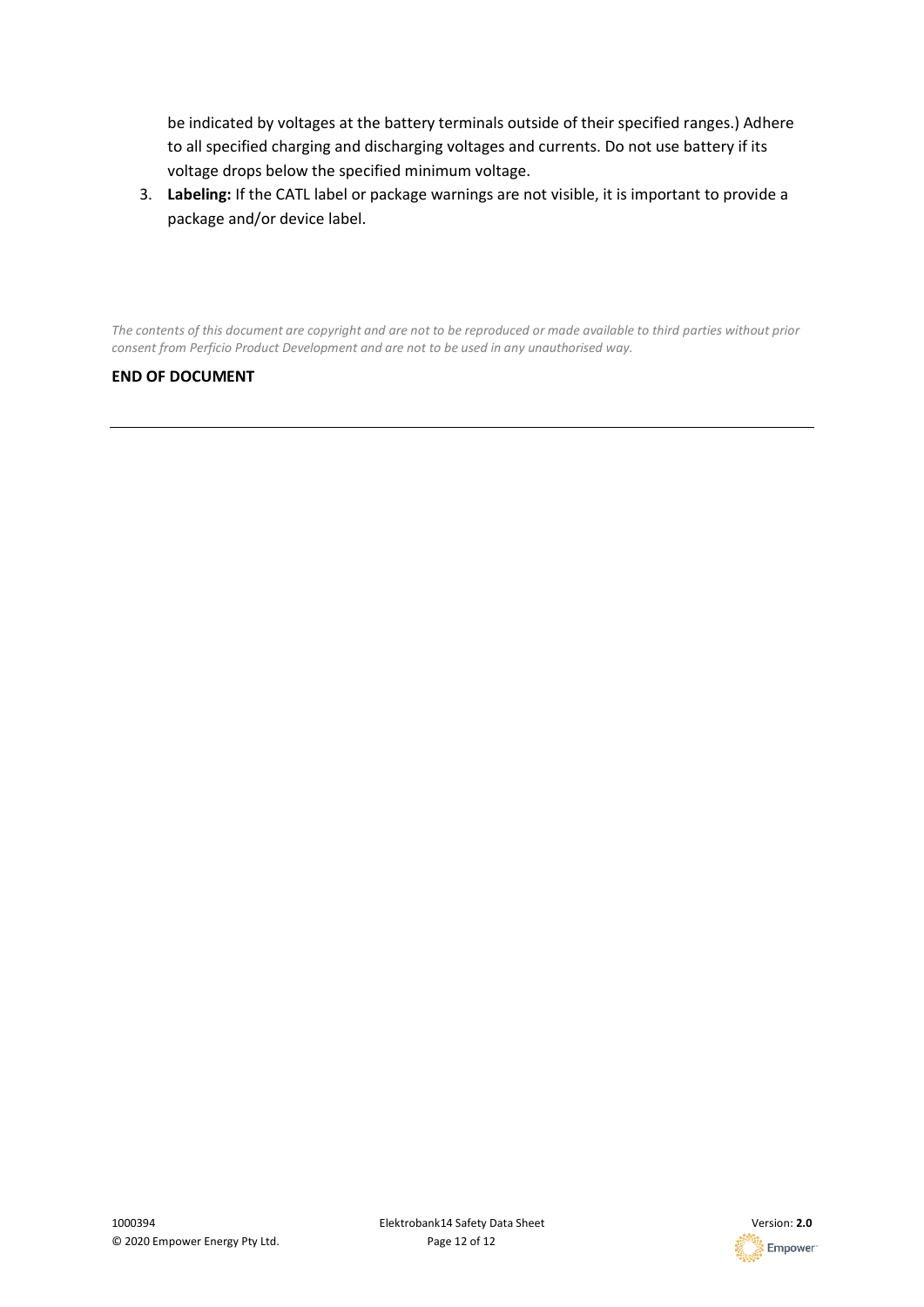be indicated by voltages at the battery terminals outside of their specified ranges.) Adhere to all specified charging and discharging voltages and currents. Do not use battery if its voltage drops below the specified minimum voltage.

3. **Labeling:** If the CATL label or package warnings are not visible, it is important to provide a package and/or device label.

*The contents of this document are copyright and are not to be reproduced or made available to third parties without prior consent from Perficio Product Development and are not to be used in any unauthorised way.*

**END OF DOCUMENT**